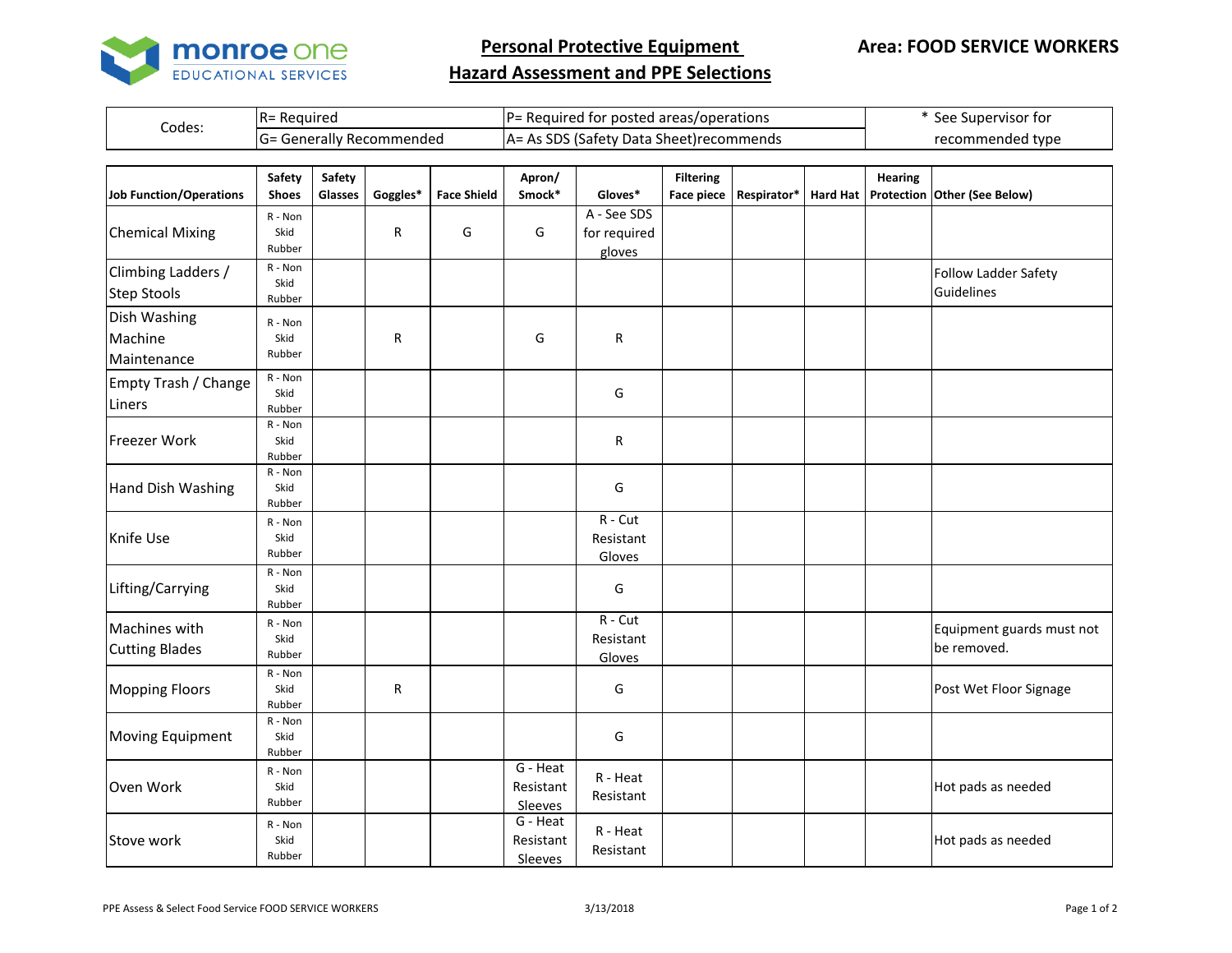monroe one EDUCATIONAL SERVICES

# Personal Protective Equipment Hazard Assessment and PPE Selections

**Area: FOOD SERVICE WORKERS**

| Codes: | R= Required | P= Required for posted areas/operations | * See Supervisor for recommended type |
|---|---|---|---|
| | G= Generally Recommended | A= As SDS (Safety Data Sheet)recommends | |

| Job Function/Operations | Safety Shoes | Safety Glasses | Goggles* | Face Shield | Apron/ Smock* | Gloves* | Filtering Face piece | Respirator* | Hard Hat | Hearing Protection | Other (See Below) |
|---|---|---|---|---|---|---|---|---|---|---|---|
| Chemical Mixing | R - Non Skid Rubber | | R | G | G | A - See SDS for required gloves | | | | | |
| Climbing Ladders / Step Stools | R - Non Skid Rubber | | | | | | | | | | Follow Ladder Safety Guidelines |
| Dish Washing Machine Maintenance | R - Non Skid Rubber | | R | | G | R | | | | | |
| Empty Trash / Change Liners | R - Non Skid Rubber | | | | | G | | | | | |
| Freezer Work | R - Non Skid Rubber | | | | | R | | | | | |
| Hand Dish Washing | R - Non Skid Rubber | | | | | G | | | | | |
| Knife Use | R - Non Skid Rubber | | | | | R - Cut Resistant Gloves | | | | | |
| Lifting/Carrying | R - Non Skid Rubber | | | | | G | | | | | |
| Machines with Cutting Blades | R - Non Skid Rubber | | | | | R - Cut Resistant Gloves | | | | | Equipment guards must not be removed. |
| Mopping Floors | R - Non Skid Rubber | | R | | | G | | | | | Post Wet Floor Signage |
| Moving Equipment | R - Non Skid Rubber | | | | | G | | | | | |
| Oven Work | R - Non Skid Rubber | | | | G - Heat Resistant Sleeves | R - Heat Resistant | | | | | Hot pads as needed |
| Stove work | R - Non Skid Rubber | | | | G - Heat Resistant Sleeves | R - Heat Resistant | | | | | Hot pads as needed |

PPE Assess & Select Food Service FOOD SERVICE WORKERS 3/13/2018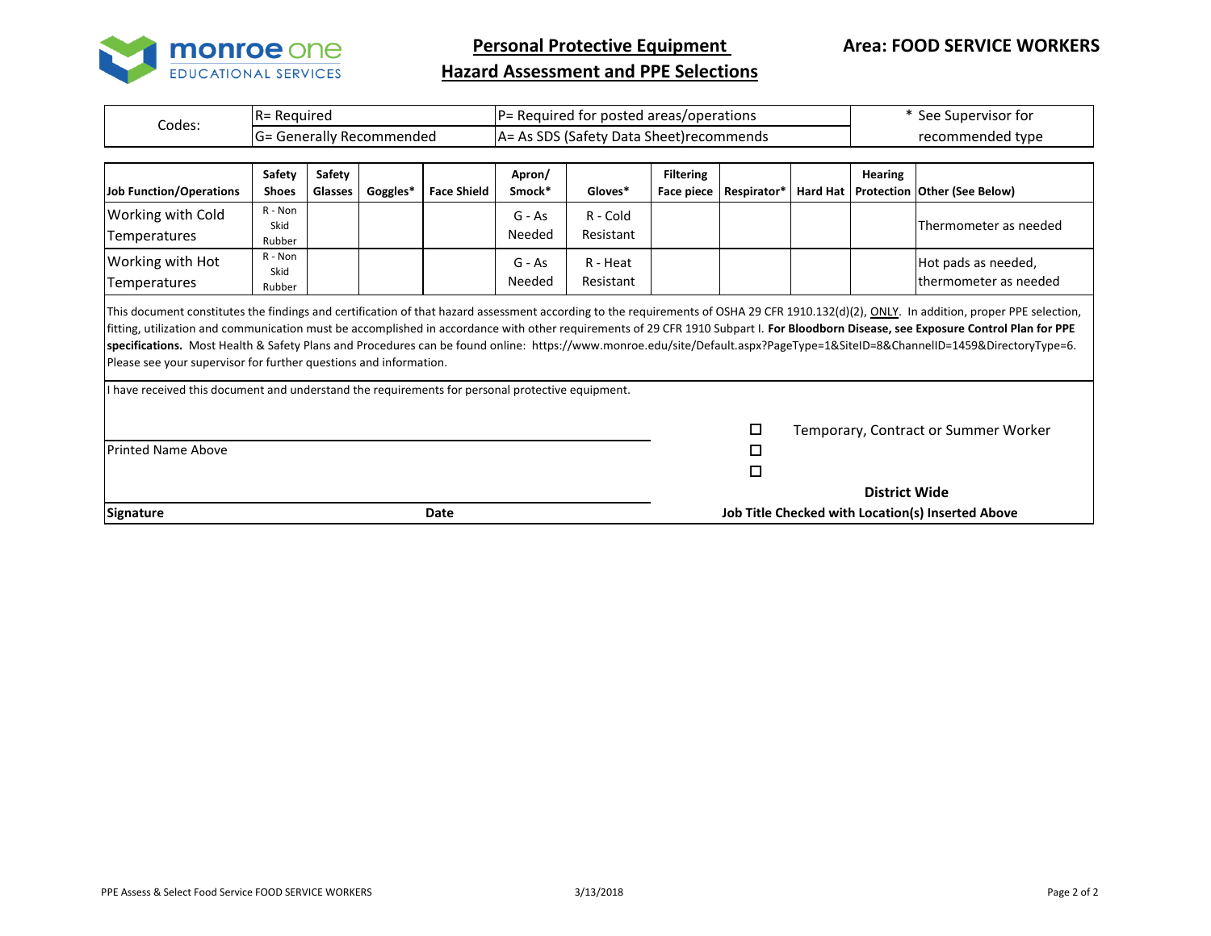# Personal Protective Equipment Hazard Assessment and PPE Selections

**Area: FOOD SERVICE WORKERS**

| Codes: | R= Required | P= Required for posted areas/operations | * See Supervisor for recommended type |
|---|---|---|---|
| | G= Generally Recommended | A= As SDS (Safety Data Sheet)recommends | |

| Job Function/Operations | Safety Shoes | Safety Glasses | Goggles* | Face Shield | Apron/ Smock* | Gloves* | Filtering Face piece | Respirator* | Hard Hat | Hearing Protection | Other (See Below) |
|---|---|---|---|---|---|---|---|---|---|---|---|
| Working with Cold Temperatures | R - Non Skid Rubber | | | | G - As Needed | R - Cold Resistant | | | | | Thermometer as needed |
| Working with Hot Temperatures | R - Non Skid Rubber | | | | G - As Needed | R - Heat Resistant | | | | | Hot pads as needed, thermometer as needed |

This document constitutes the findings and certification of that hazard assessment according to the requirements of OSHA 29 CFR 1910.132(d)(2), ONLY. In addition, proper PPE selection, fitting, utilization and communication must be accomplished in accordance with other requirements of 29 CFR 1910 Subpart I. **For Bloodborn Disease, see Exposure Control Plan for PPE specifications.** Most Health & Safety Plans and Procedures can be found online: https://www.monroe.edu/site/Default.aspx?PageType=1&SiteID=8&ChannelID=1459&DirectoryType=6. Please see your supervisor for further questions and information.

I have received this document and understand the requirements for personal protective equipment.

☐ Temporary, Contract or Summer Worker

☐

☐

Printed Name Above

**District Wide**

**Signature** **Date** **Job Title Checked with Location(s) Inserted Above**

PPE Assess & Select Food Service FOOD SERVICE WORKERS 3/13/2018